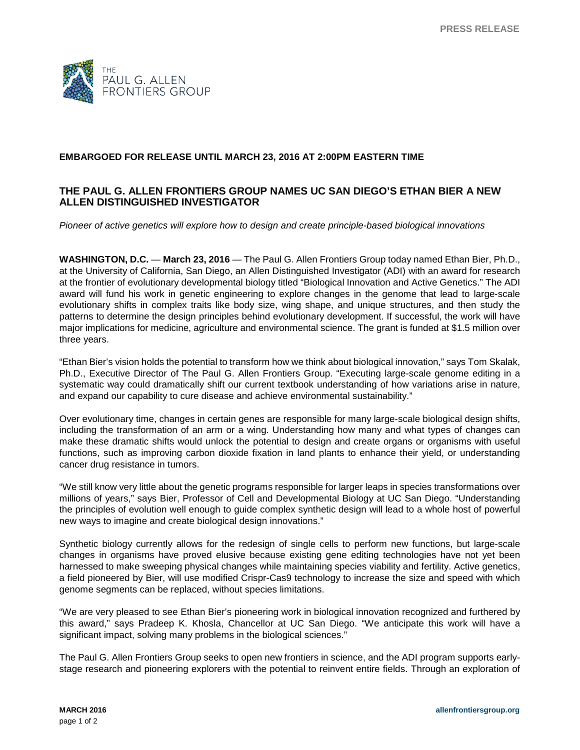PRESS RELEASE

THE PAUL G. ALLEN FRONTIERS GROUP

**EMBARGOED FOR RELEASE UNTIL MARCH 23, 2016 AT 2:00PM EASTERN TIME**

# THE PAUL G. ALLEN FRONTIERS GROUP NAMES UC SAN DIEGO'S ETHAN BIER A NEW ALLEN DISTINGUISHED INVESTIGATOR

*Pioneer of active genetics will explore how to design and create principle-based biological innovations*

**WASHINGTON, D.C.** — **March 23, 2016** — The Paul G. Allen Frontiers Group today named Ethan Bier, Ph.D., at the University of California, San Diego, an Allen Distinguished Investigator (ADI) with an award for research at the frontier of evolutionary developmental biology titled "Biological Innovation and Active Genetics." The ADI award will fund his work in genetic engineering to explore changes in the genome that lead to large-scale evolutionary shifts in complex traits like body size, wing shape, and unique structures, and then study the patterns to determine the design principles behind evolutionary development. If successful, the work will have major implications for medicine, agriculture and environmental science. The grant is funded at $1.5 million over three years.

"Ethan Bier's vision holds the potential to transform how we think about biological innovation," says Tom Skalak, Ph.D., Executive Director of The Paul G. Allen Frontiers Group. "Executing large-scale genome editing in a systematic way could dramatically shift our current textbook understanding of how variations arise in nature, and expand our capability to cure disease and achieve environmental sustainability."

Over evolutionary time, changes in certain genes are responsible for many large-scale biological design shifts, including the transformation of an arm or a wing. Understanding how many and what types of changes can make these dramatic shifts would unlock the potential to design and create organs or organisms with useful functions, such as improving carbon dioxide fixation in land plants to enhance their yield, or understanding cancer drug resistance in tumors.

"We still know very little about the genetic programs responsible for larger leaps in species transformations over millions of years," says Bier, Professor of Cell and Developmental Biology at UC San Diego. "Understanding the principles of evolution well enough to guide complex synthetic design will lead to a whole host of powerful new ways to imagine and create biological design innovations."

Synthetic biology currently allows for the redesign of single cells to perform new functions, but large-scale changes in organisms have proved elusive because existing gene editing technologies have not yet been harnessed to make sweeping physical changes while maintaining species viability and fertility. Active genetics, a field pioneered by Bier, will use modified Crispr-Cas9 technology to increase the size and speed with which genome segments can be replaced, without species limitations.

"We are very pleased to see Ethan Bier's pioneering work in biological innovation recognized and furthered by this award," says Pradeep K. Khosla, Chancellor at UC San Diego. "We anticipate this work will have a significant impact, solving many problems in the biological sciences."

The Paul G. Allen Frontiers Group seeks to open new frontiers in science, and the ADI program supports early-stage research and pioneering explorers with the potential to reinvent entire fields. Through an exploration of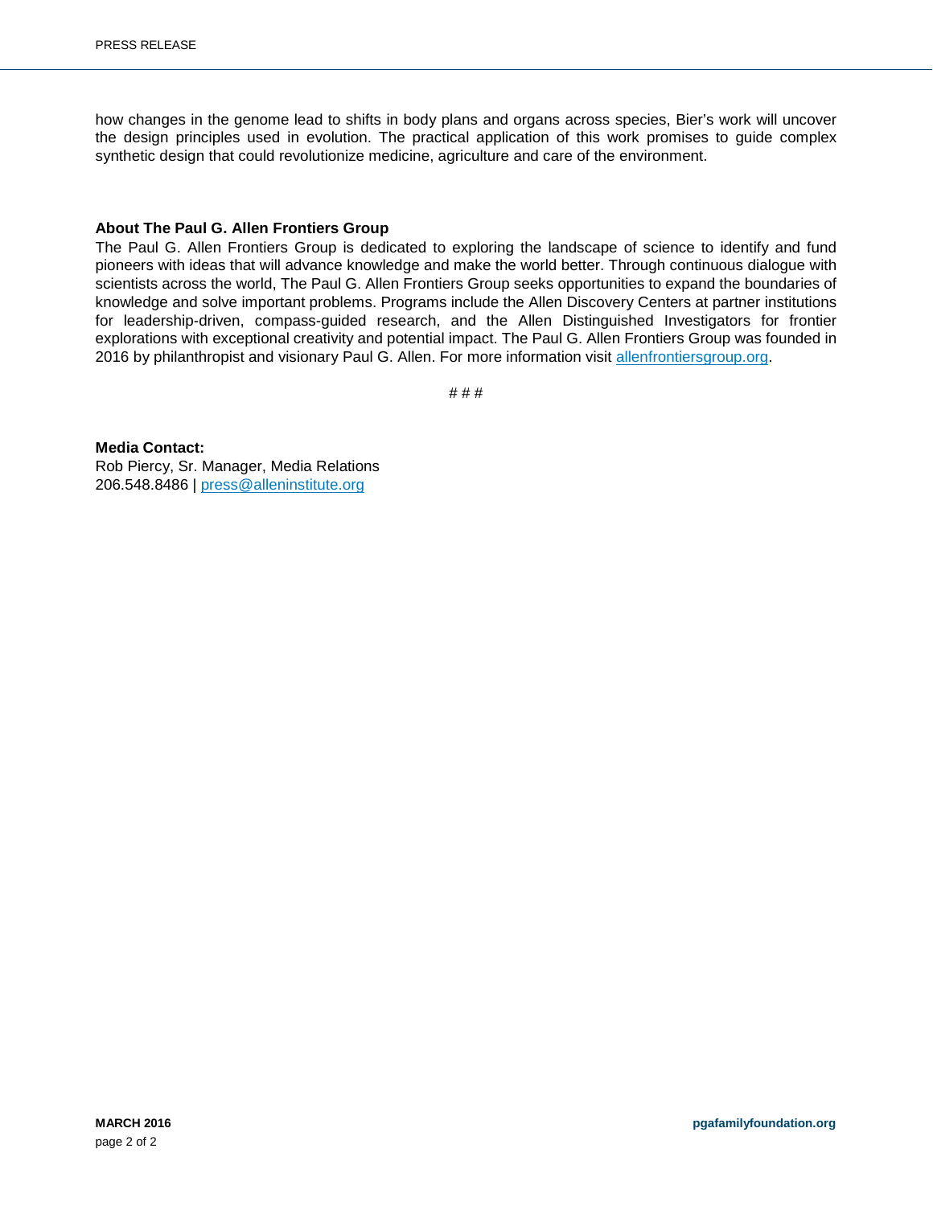how changes in the genome lead to shifts in body plans and organs across species, Bier's work will uncover the design principles used in evolution. The practical application of this work promises to guide complex synthetic design that could revolutionize medicine, agriculture and care of the environment.

**About The Paul G. Allen Frontiers Group**

The Paul G. Allen Frontiers Group is dedicated to exploring the landscape of science to identify and fund pioneers with ideas that will advance knowledge and make the world better. Through continuous dialogue with scientists across the world, The Paul G. Allen Frontiers Group seeks opportunities to expand the boundaries of knowledge and solve important problems. Programs include the Allen Discovery Centers at partner institutions for leadership-driven, compass-guided research, and the Allen Distinguished Investigators for frontier explorations with exceptional creativity and potential impact. The Paul G. Allen Frontiers Group was founded in 2016 by philanthropist and visionary Paul G. Allen. For more information visit allenfrontiersgroup.org.

# # #

**Media Contact:**
Rob Piercy, Sr. Manager, Media Relations
206.548.8486 | press@alleninstitute.org